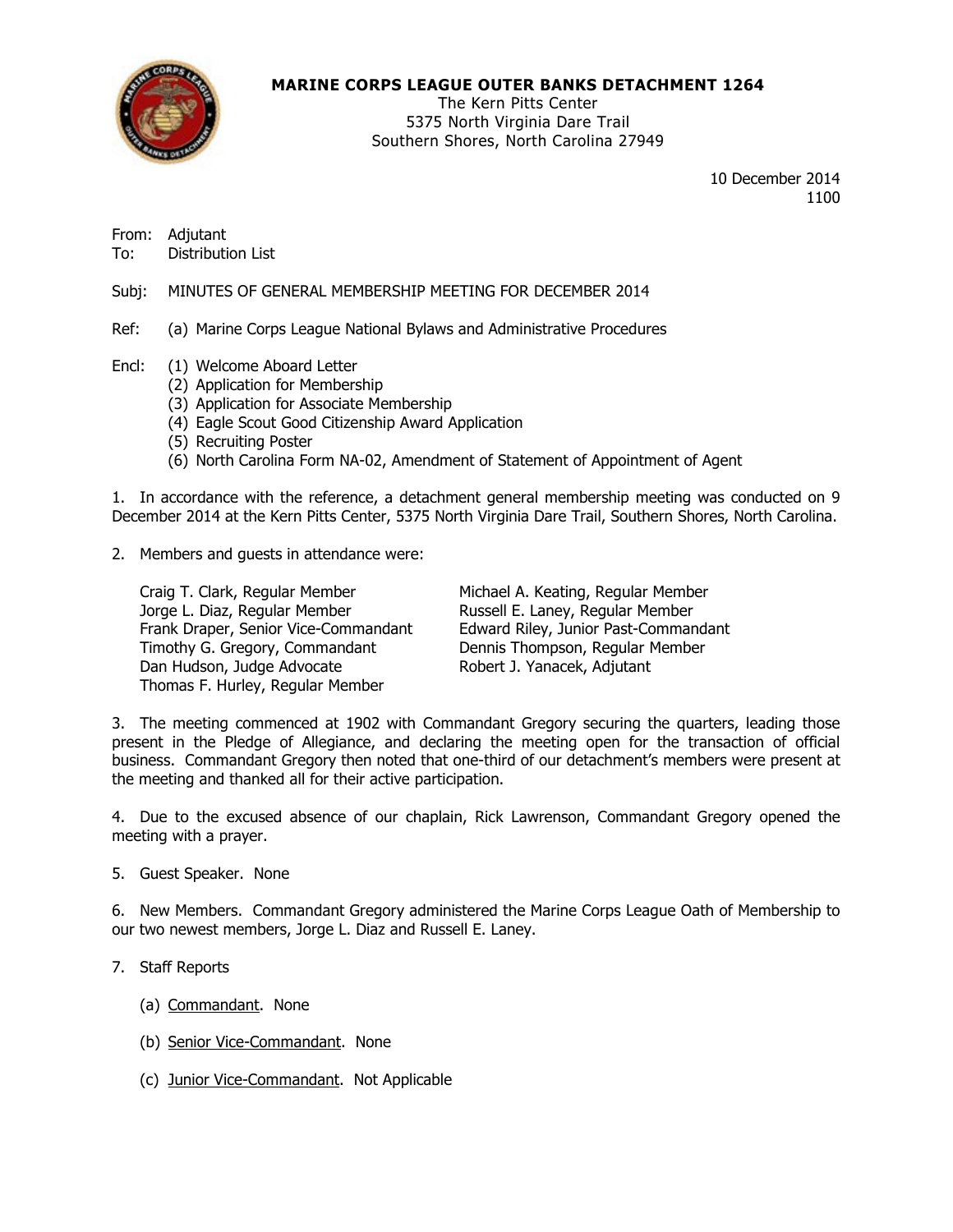**MARINE CORPS LEAGUE OUTER BANKS DETACHMENT 1264**
The Kern Pitts Center
5375 North Virginia Dare Trail
Southern Shores, North Carolina 27949

10 December 2014
1100

From: Adjutant
To: Distribution List

Subj: MINUTES OF GENERAL MEMBERSHIP MEETING FOR DECEMBER 2014

Ref: (a) Marine Corps League National Bylaws and Administrative Procedures

Encl: (1) Welcome Aboard Letter
(2) Application for Membership
(3) Application for Associate Membership
(4) Eagle Scout Good Citizenship Award Application
(5) Recruiting Poster
(6) North Carolina Form NA-02, Amendment of Statement of Appointment of Agent

1. In accordance with the reference, a detachment general membership meeting was conducted on 9 December 2014 at the Kern Pitts Center, 5375 North Virginia Dare Trail, Southern Shores, North Carolina.

2. Members and guests in attendance were:

Craig T. Clark, Regular Member
Jorge L. Diaz, Regular Member
Frank Draper, Senior Vice-Commandant
Timothy G. Gregory, Commandant
Dan Hudson, Judge Advocate
Thomas F. Hurley, Regular Member
Michael A. Keating, Regular Member
Russell E. Laney, Regular Member
Edward Riley, Junior Past-Commandant
Dennis Thompson, Regular Member
Robert J. Yanacek, Adjutant

3. The meeting commenced at 1902 with Commandant Gregory securing the quarters, leading those present in the Pledge of Allegiance, and declaring the meeting open for the transaction of official business. Commandant Gregory then noted that one-third of our detachment's members were present at the meeting and thanked all for their active participation.

4. Due to the excused absence of our chaplain, Rick Lawrenson, Commandant Gregory opened the meeting with a prayer.

5. Guest Speaker. None

6. New Members. Commandant Gregory administered the Marine Corps League Oath of Membership to our two newest members, Jorge L. Diaz and Russell E. Laney.

7. Staff Reports

(a) Commandant. None

(b) Senior Vice-Commandant. None

(c) Junior Vice-Commandant. Not Applicable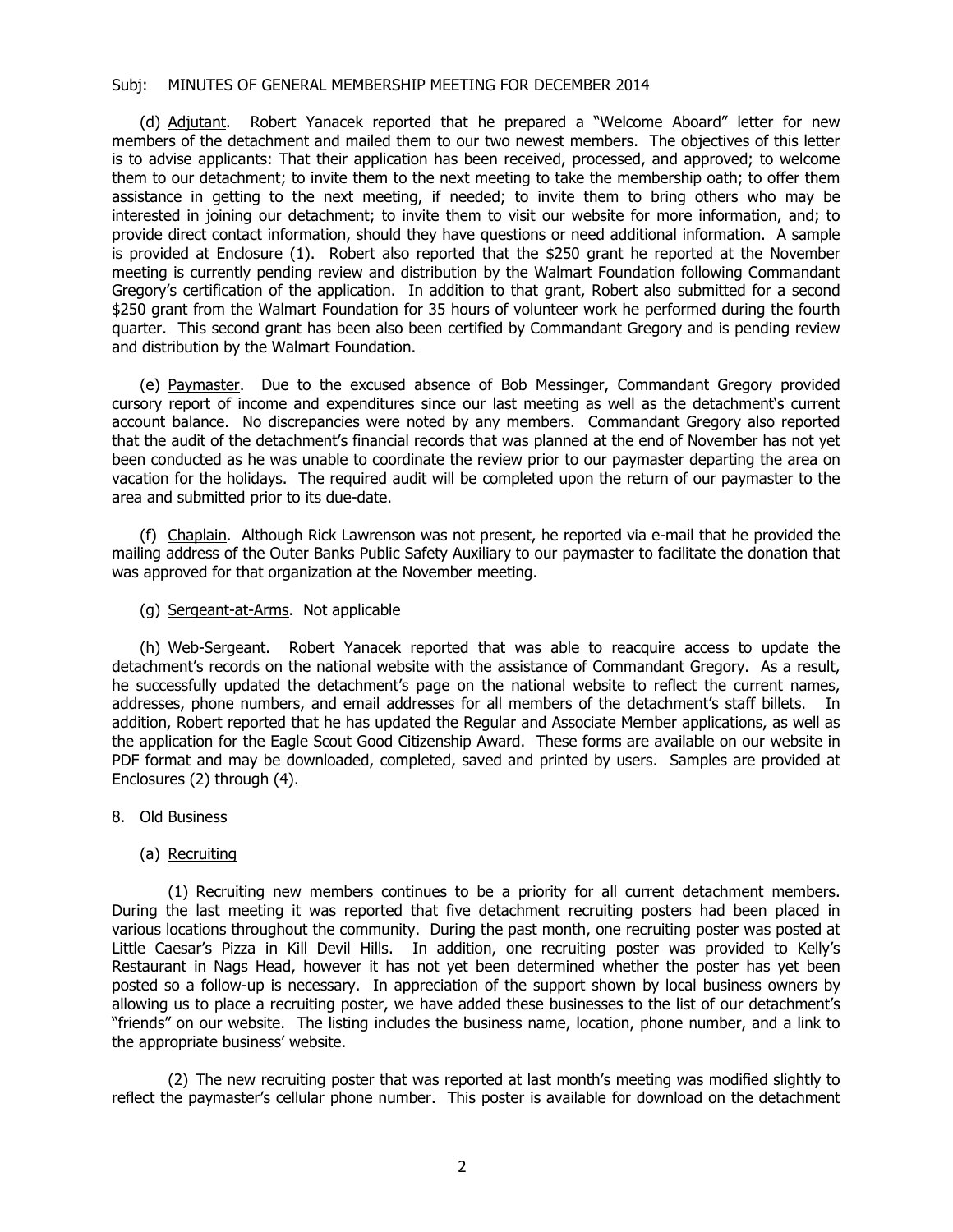Subj: MINUTES OF GENERAL MEMBERSHIP MEETING FOR DECEMBER 2014

(d) Adjutant. Robert Yanacek reported that he prepared a "Welcome Aboard" letter for new members of the detachment and mailed them to our two newest members. The objectives of this letter is to advise applicants: That their application has been received, processed, and approved; to welcome them to our detachment; to invite them to the next meeting to take the membership oath; to offer them assistance in getting to the next meeting, if needed; to invite them to bring others who may be interested in joining our detachment; to invite them to visit our website for more information, and; to provide direct contact information, should they have questions or need additional information. A sample is provided at Enclosure (1). Robert also reported that the $250 grant he reported at the November meeting is currently pending review and distribution by the Walmart Foundation following Commandant Gregory's certification of the application. In addition to that grant, Robert also submitted for a second $250 grant from the Walmart Foundation for 35 hours of volunteer work he performed during the fourth quarter. This second grant has been also been certified by Commandant Gregory and is pending review and distribution by the Walmart Foundation.

(e) Paymaster. Due to the excused absence of Bob Messinger, Commandant Gregory provided cursory report of income and expenditures since our last meeting as well as the detachment's current account balance. No discrepancies were noted by any members. Commandant Gregory also reported that the audit of the detachment's financial records that was planned at the end of November has not yet been conducted as he was unable to coordinate the review prior to our paymaster departing the area on vacation for the holidays. The required audit will be completed upon the return of our paymaster to the area and submitted prior to its due-date.

(f) Chaplain. Although Rick Lawrenson was not present, he reported via e-mail that he provided the mailing address of the Outer Banks Public Safety Auxiliary to our paymaster to facilitate the donation that was approved for that organization at the November meeting.

(g) Sergeant-at-Arms. Not applicable

(h) Web-Sergeant. Robert Yanacek reported that was able to reacquire access to update the detachment's records on the national website with the assistance of Commandant Gregory. As a result, he successfully updated the detachment's page on the national website to reflect the current names, addresses, phone numbers, and email addresses for all members of the detachment's staff billets. In addition, Robert reported that he has updated the Regular and Associate Member applications, as well as the application for the Eagle Scout Good Citizenship Award. These forms are available on our website in PDF format and may be downloaded, completed, saved and printed by users. Samples are provided at Enclosures (2) through (4).

8. Old Business

(a) Recruiting

(1) Recruiting new members continues to be a priority for all current detachment members. During the last meeting it was reported that five detachment recruiting posters had been placed in various locations throughout the community. During the past month, one recruiting poster was posted at Little Caesar's Pizza in Kill Devil Hills. In addition, one recruiting poster was provided to Kelly's Restaurant in Nags Head, however it has not yet been determined whether the poster has yet been posted so a follow-up is necessary. In appreciation of the support shown by local business owners by allowing us to place a recruiting poster, we have added these businesses to the list of our detachment's "friends" on our website. The listing includes the business name, location, phone number, and a link to the appropriate business' website.

(2) The new recruiting poster that was reported at last month's meeting was modified slightly to reflect the paymaster's cellular phone number. This poster is available for download on the detachment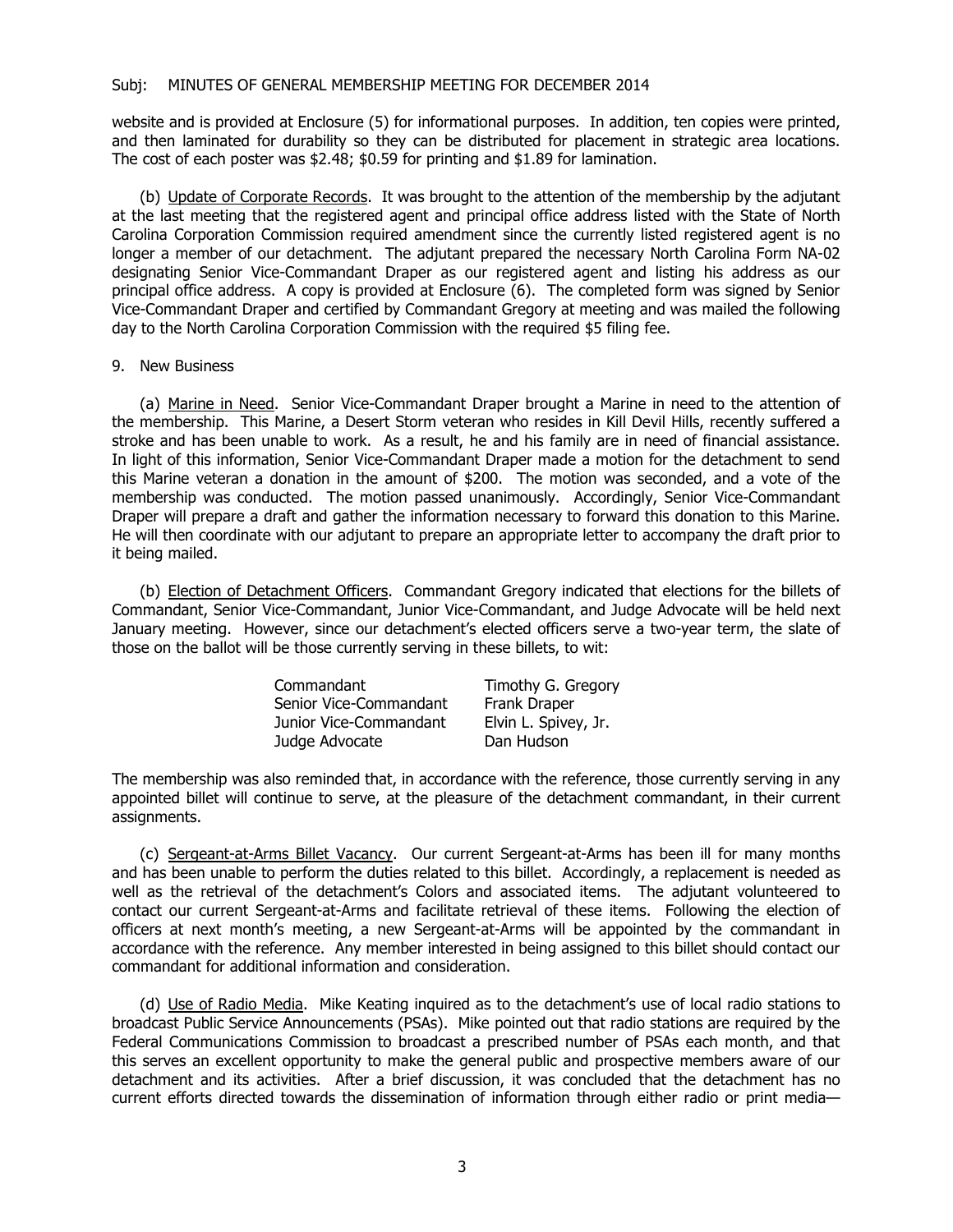website and is provided at Enclosure (5) for informational purposes. In addition, ten copies were printed, and then laminated for durability so they can be distributed for placement in strategic area locations. The cost of each poster was $2.48; $0.59 for printing and $1.89 for lamination.

(b) Update of Corporate Records. It was brought to the attention of the membership by the adjutant at the last meeting that the registered agent and principal office address listed with the State of North Carolina Corporation Commission required amendment since the currently listed registered agent is no longer a member of our detachment. The adjutant prepared the necessary North Carolina Form NA-02 designating Senior Vice-Commandant Draper as our registered agent and listing his address as our principal office address. A copy is provided at Enclosure (6). The completed form was signed by Senior Vice-Commandant Draper and certified by Commandant Gregory at meeting and was mailed the following day to the North Carolina Corporation Commission with the required $5 filing fee.

9. New Business

(a) Marine in Need. Senior Vice-Commandant Draper brought a Marine in need to the attention of the membership. This Marine, a Desert Storm veteran who resides in Kill Devil Hills, recently suffered a stroke and has been unable to work. As a result, he and his family are in need of financial assistance. In light of this information, Senior Vice-Commandant Draper made a motion for the detachment to send this Marine veteran a donation in the amount of $200. The motion was seconded, and a vote of the membership was conducted. The motion passed unanimously. Accordingly, Senior Vice-Commandant Draper will prepare a draft and gather the information necessary to forward this donation to this Marine. He will then coordinate with our adjutant to prepare an appropriate letter to accompany the draft prior to it being mailed.

(b) Election of Detachment Officers. Commandant Gregory indicated that elections for the billets of Commandant, Senior Vice-Commandant, Junior Vice-Commandant, and Judge Advocate will be held next January meeting. However, since our detachment's elected officers serve a two-year term, the slate of those on the ballot will be those currently serving in these billets, to wit:

| | |
|---|---|
| Commandant | Timothy G. Gregory |
| Senior Vice-Commandant | Frank Draper |
| Junior Vice-Commandant | Elvin L. Spivey, Jr. |
| Judge Advocate | Dan Hudson |

The membership was also reminded that, in accordance with the reference, those currently serving in any appointed billet will continue to serve, at the pleasure of the detachment commandant, in their current assignments.

(c) Sergeant-at-Arms Billet Vacancy. Our current Sergeant-at-Arms has been ill for many months and has been unable to perform the duties related to this billet. Accordingly, a replacement is needed as well as the retrieval of the detachment's Colors and associated items. The adjutant volunteered to contact our current Sergeant-at-Arms and facilitate retrieval of these items. Following the election of officers at next month's meeting, a new Sergeant-at-Arms will be appointed by the commandant in accordance with the reference. Any member interested in being assigned to this billet should contact our commandant for additional information and consideration.

(d) Use of Radio Media. Mike Keating inquired as to the detachment's use of local radio stations to broadcast Public Service Announcements (PSAs). Mike pointed out that radio stations are required by the Federal Communications Commission to broadcast a prescribed number of PSAs each month, and that this serves an excellent opportunity to make the general public and prospective members aware of our detachment and its activities. After a brief discussion, it was concluded that the detachment has no current efforts directed towards the dissemination of information through either radio or print media—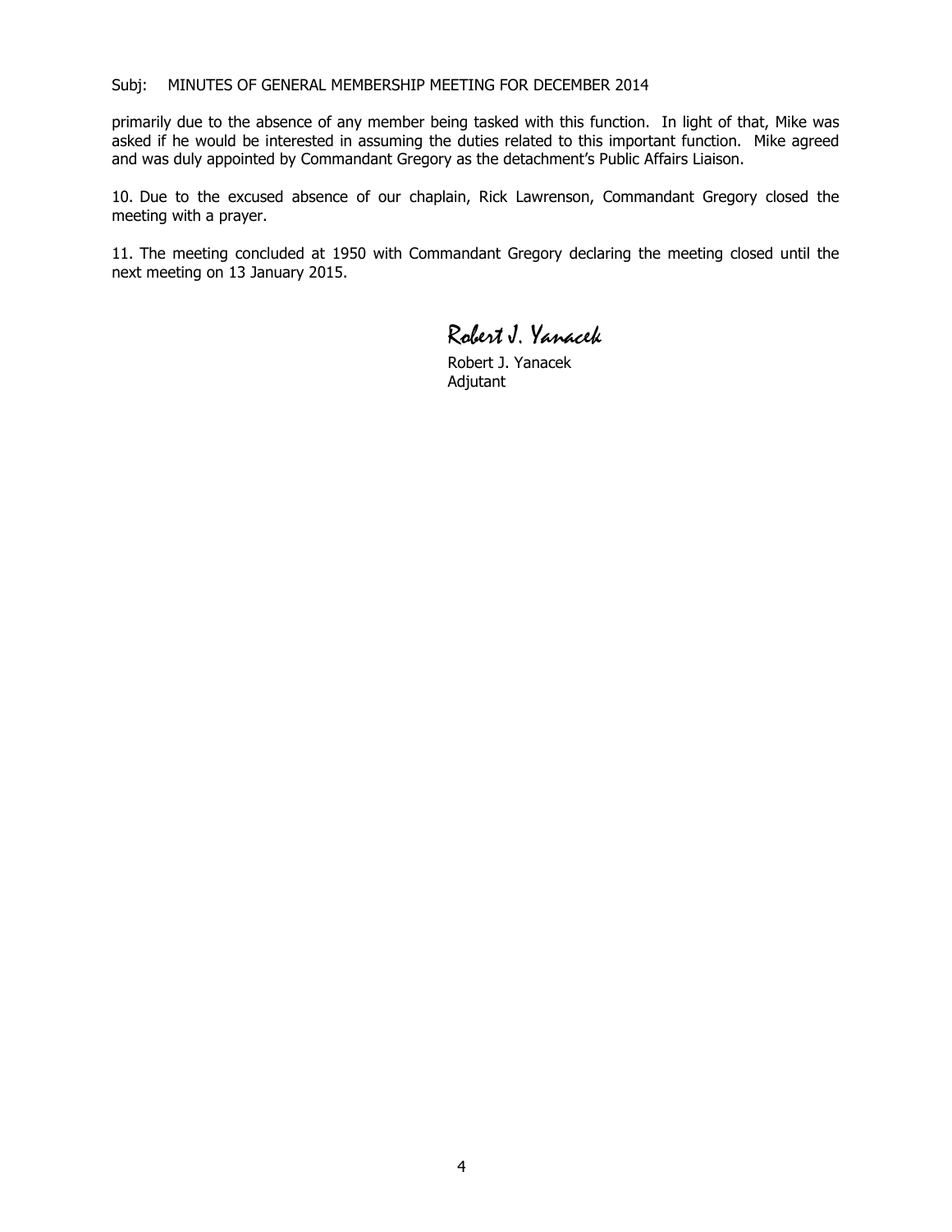primarily due to the absence of any member being tasked with this function. In light of that, Mike was asked if he would be interested in assuming the duties related to this important function. Mike agreed and was duly appointed by Commandant Gregory as the detachment's Public Affairs Liaison.

10. Due to the excused absence of our chaplain, Rick Lawrenson, Commandant Gregory closed the meeting with a prayer.

11. The meeting concluded at 1950 with Commandant Gregory declaring the meeting closed until the next meeting on 13 January 2015.

Robert J. Yanacek

Robert J. Yanacek
Adjutant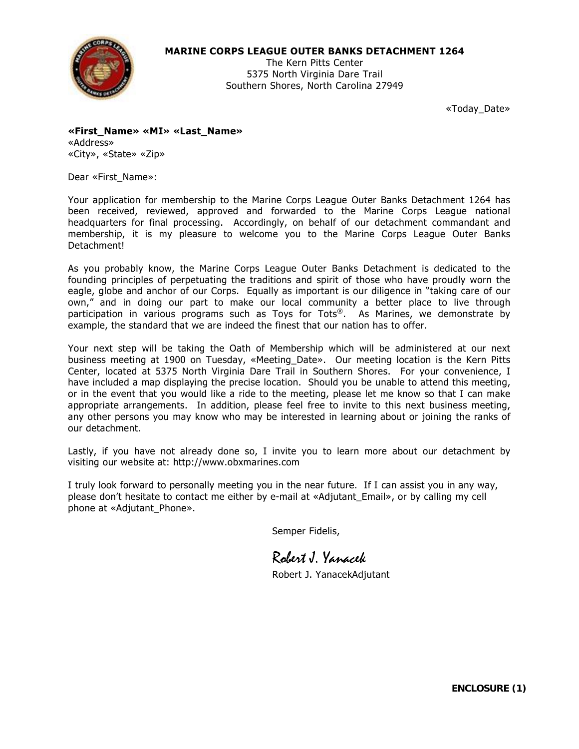**MARINE CORPS LEAGUE OUTER BANKS DETACHMENT 1264**
The Kern Pitts Center
5375 North Virginia Dare Trail
Southern Shores, North Carolina 27949

«Today_Date»

**«First_Name» «MI» «Last_Name»**
«Address»
«City», «State» «Zip»

Dear «First_Name»:

Your application for membership to the Marine Corps League Outer Banks Detachment 1264 has been received, reviewed, approved and forwarded to the Marine Corps League national headquarters for final processing. Accordingly, on behalf of our detachment commandant and membership, it is my pleasure to welcome you to the Marine Corps League Outer Banks Detachment!

As you probably know, the Marine Corps League Outer Banks Detachment is dedicated to the founding principles of perpetuating the traditions and spirit of those who have proudly worn the eagle, globe and anchor of our Corps. Equally as important is our diligence in "taking care of our own," and in doing our part to make our local community a better place to live through participation in various programs such as Toys for Tots®. As Marines, we demonstrate by example, the standard that we are indeed the finest that our nation has to offer.

Your next step will be taking the Oath of Membership which will be administered at our next business meeting at 1900 on Tuesday, «Meeting_Date». Our meeting location is the Kern Pitts Center, located at 5375 North Virginia Dare Trail in Southern Shores. For your convenience, I have included a map displaying the precise location. Should you be unable to attend this meeting, or in the event that you would like a ride to the meeting, please let me know so that I can make appropriate arrangements. In addition, please feel free to invite to this next business meeting, any other persons you may know who may be interested in learning about or joining the ranks of our detachment.

Lastly, if you have not already done so, I invite you to learn more about our detachment by visiting our website at: http://www.obxmarines.com

I truly look forward to personally meeting you in the near future. If I can assist you in any way, please don't hesitate to contact me either by e-mail at «Adjutant_Email», or by calling my cell phone at «Adjutant_Phone».

Semper Fidelis,

*Robert J. Yanacek*
Robert J. YanacekAdjutant

**ENCLOSURE (1)**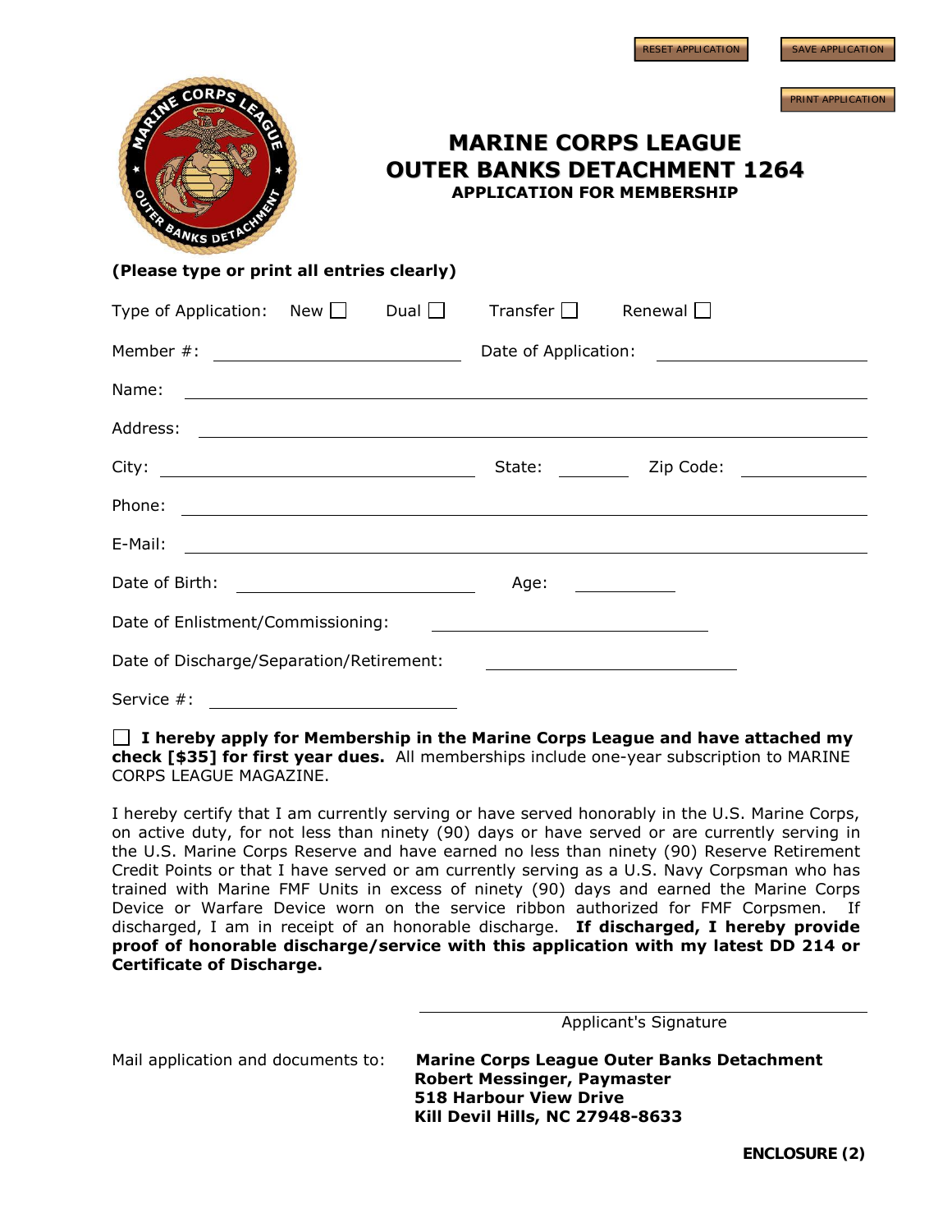RESET APPLICATION SAVE APPLICATION

PRINT APPLICATION

# MARINE CORPS LEAGUE
# OUTER BANKS DETACHMENT 1264
### APPLICATION FOR MEMBERSHIP

**(Please type or print all entries clearly)**

Type of Application: New ☐ Dual ☐ Transfer ☐ Renewal ☐

Member #: ______________________ Date of Application: ______________________

Name: ______________________________________________

Address: ______________________________________________

City: ______________________ State: ________ Zip Code: ____________

Phone: ______________________________________________

E-Mail: ______________________________________________

Date of Birth: ______________________ Age: __________

Date of Enlistment/Commissioning: ______________________

Date of Discharge/Separation/Retirement: ______________________

Service #: ______________________

☐ **I hereby apply for Membership in the Marine Corps League and have attached my check [$35] for first year dues.** All memberships include one-year subscription to MARINE CORPS LEAGUE MAGAZINE.

I hereby certify that I am currently serving or have served honorably in the U.S. Marine Corps, on active duty, for not less than ninety (90) days or have served or are currently serving in the U.S. Marine Corps Reserve and have earned no less than ninety (90) Reserve Retirement Credit Points or that I have served or am currently serving as a U.S. Navy Corpsman who has trained with Marine FMF Units in excess of ninety (90) days and earned the Marine Corps Device or Warfare Device worn on the service ribbon authorized for FMF Corpsmen. If discharged, I am in receipt of an honorable discharge. **If discharged, I hereby provide proof of honorable discharge/service with this application with my latest DD 214 or Certificate of Discharge.**

______________________________________________

Applicant's Signature

Mail application and documents to:

**Marine Corps League Outer Banks Detachment**
**Robert Messinger, Paymaster**
**518 Harbour View Drive**
**Kill Devil Hills, NC 27948-8633**

**ENCLOSURE (2)**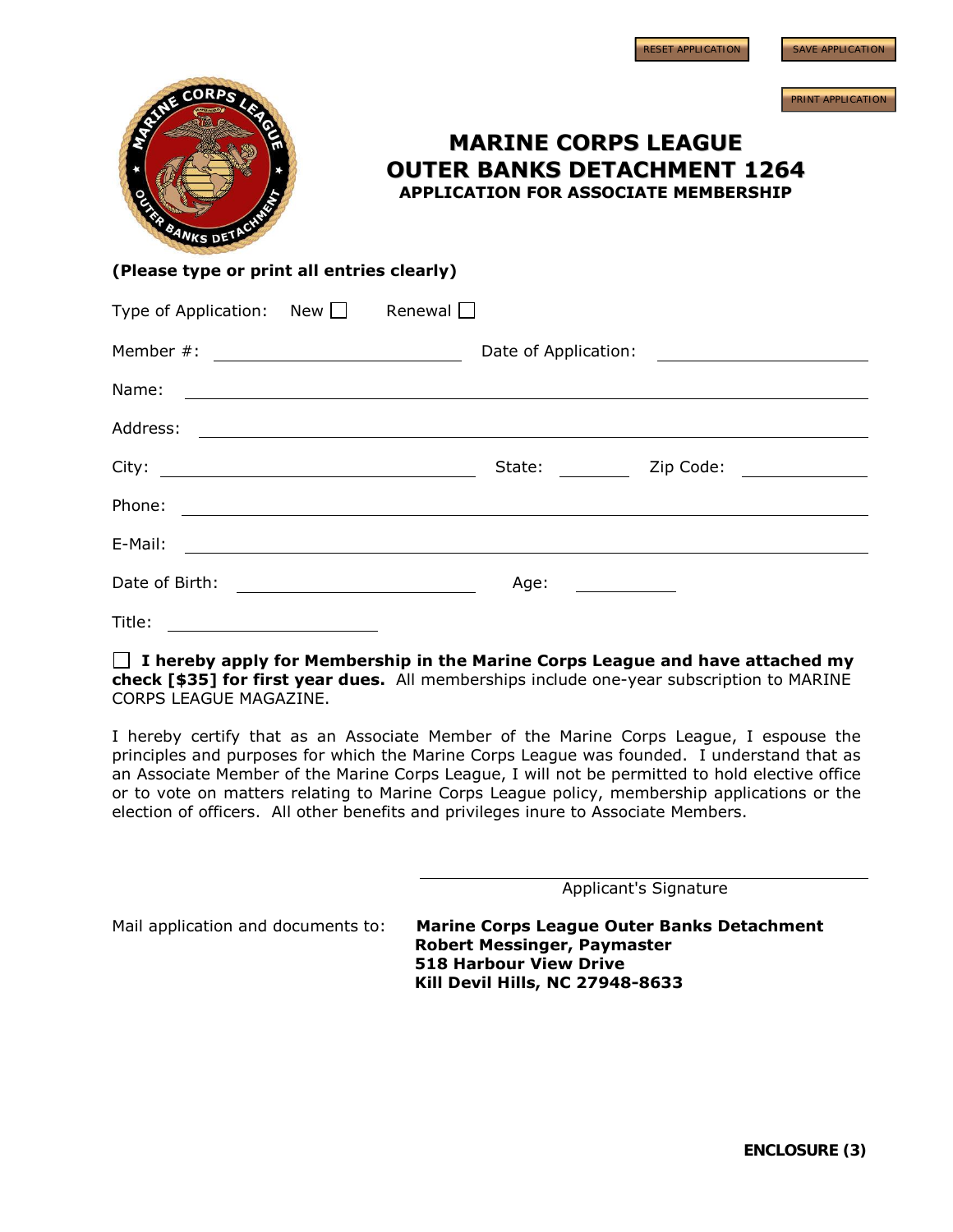RESET APPLICATION SAVE APPLICATION PRINT APPLICATION

# MARINE CORPS LEAGUE
# OUTER BANKS DETACHMENT 1264
### APPLICATION FOR ASSOCIATE MEMBERSHIP

**(Please type or print all entries clearly)**

Type of Application: New ☐ Renewal ☐

Member #: ______________________ Date of Application: ______________________

Name: ______________________________________________________________

Address: ____________________________________________________________

City: ____________________________ State: ________ Zip Code: ______________

Phone: ______________________________________________________________

E-Mail: _____________________________________________________________

Date of Birth: ______________________ Age: __________

Title: ____________________

☐ **I hereby apply for Membership in the Marine Corps League and have attached my check [$35] for first year dues.** All memberships include one-year subscription to MARINE CORPS LEAGUE MAGAZINE.

I hereby certify that as an Associate Member of the Marine Corps League, I espouse the principles and purposes for which the Marine Corps League was founded. I understand that as an Associate Member of the Marine Corps League, I will not be permitted to hold elective office or to vote on matters relating to Marine Corps League policy, membership applications or the election of officers. All other benefits and privileges inure to Associate Members.

______________________________________
Applicant's Signature

Mail application and documents to:

**Marine Corps League Outer Banks Detachment**
**Robert Messinger, Paymaster**
**518 Harbour View Drive**
**Kill Devil Hills, NC 27948-8633**

**ENCLOSURE (3)**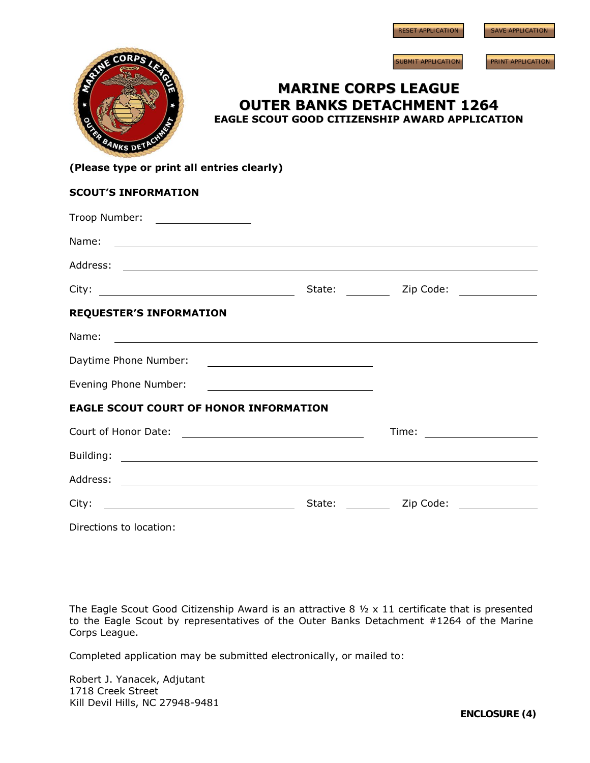RESET APPLICATION | SAVE APPLICATION | SUBMIT APPLICATION | PRINT APPLICATION

# MARINE CORPS LEAGUE
# OUTER BANKS DETACHMENT 1264
### EAGLE SCOUT GOOD CITIZENSHIP AWARD APPLICATION

**(Please type or print all entries clearly)**

**SCOUT'S INFORMATION**

Troop Number: ______________

Name: ______________________________________________

Address: ______________________________________________

City: ______________________ State: ________ Zip Code: ____________

**REQUESTER'S INFORMATION**

Name: ______________________________________________

Daytime Phone Number: ______________________

Evening Phone Number: ______________________

**EAGLE SCOUT COURT OF HONOR INFORMATION**

Court of Honor Date: ______________________ Time: ______________

Building: ______________________________________________

Address: ______________________________________________

City: ______________________ State: ________ Zip Code: ____________

Directions to location:

The Eagle Scout Good Citizenship Award is an attractive 8 ½ x 11 certificate that is presented to the Eagle Scout by representatives of the Outer Banks Detachment #1264 of the Marine Corps League.

Completed application may be submitted electronically, or mailed to:

Robert J. Yanacek, Adjutant
1718 Creek Street
Kill Devil Hills, NC 27948-9481

**ENCLOSURE (4)**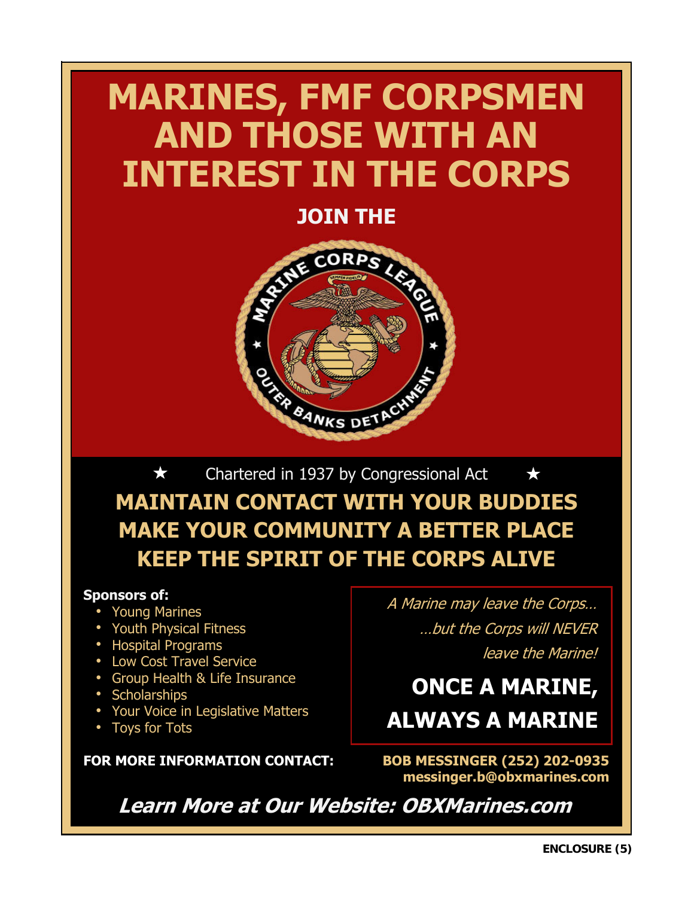# MARINES, FMF CORPSMEN AND THOSE WITH AN INTEREST IN THE CORPS

## JOIN THE

MARINE CORPS LEAGUE

SEMPER FIDELIS

★ OUTER BANKS DETACHMENT ★

★ Chartered in 1937 by Congressional Act ★

## MAINTAIN CONTACT WITH YOUR BUDDIES
## MAKE YOUR COMMUNITY A BETTER PLACE
## KEEP THE SPIRIT OF THE CORPS ALIVE

**Sponsors of:**

- Young Marines
- Youth Physical Fitness
- Hospital Programs
- Low Cost Travel Service
- Group Health & Life Insurance
- Scholarships
- Your Voice in Legislative Matters
- Toys for Tots

*A Marine may leave the Corps…*

*…but the Corps will NEVER leave the Marine!*

**ONCE A MARINE, ALWAYS A MARINE**

**FOR MORE INFORMATION CONTACT:** **BOB MESSINGER (252) 202-0935**
**messinger.b@obxmarines.com**

***Learn More at Our Website: OBXMarines.com***

**ENCLOSURE (5)**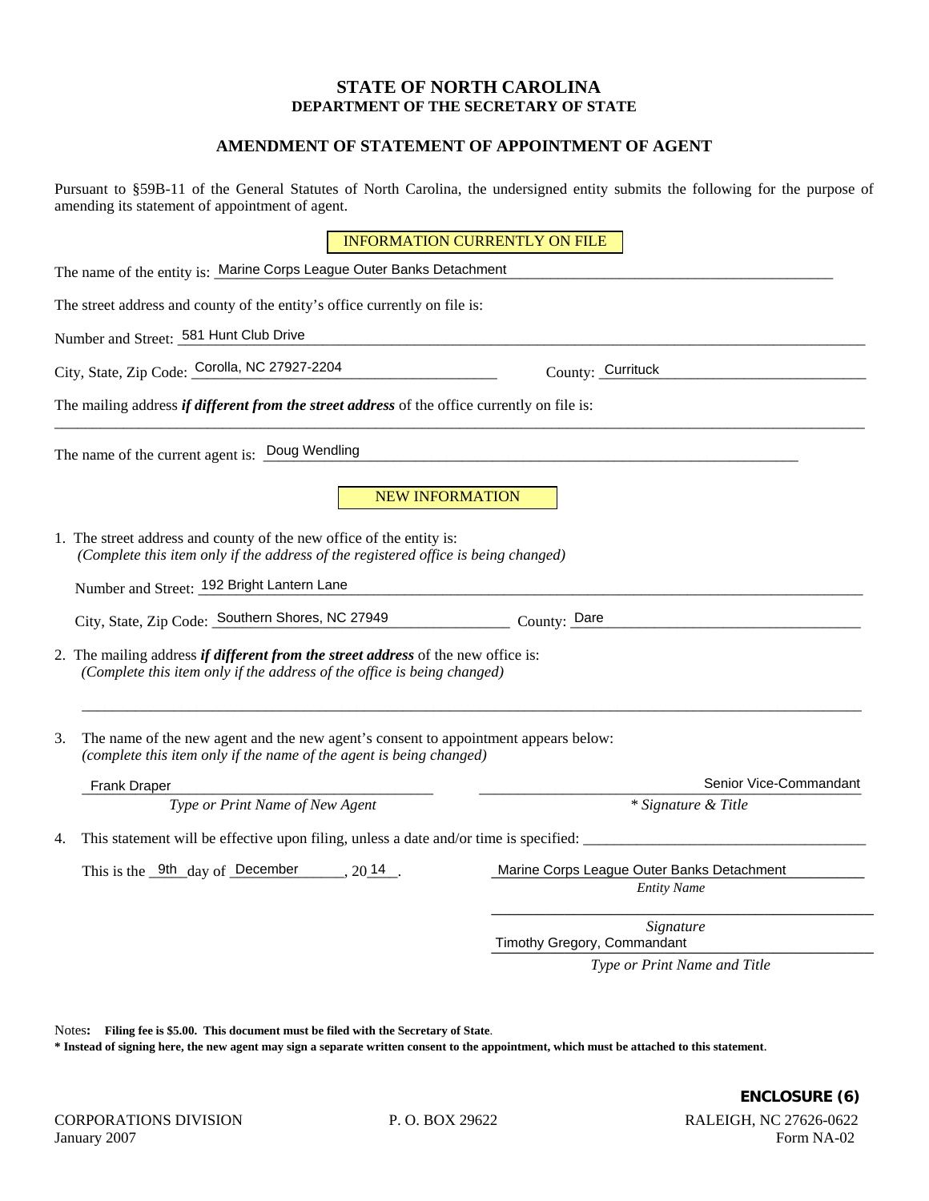# STATE OF NORTH CAROLINA
## DEPARTMENT OF THE SECRETARY OF STATE

### AMENDMENT OF STATEMENT OF APPOINTMENT OF AGENT

Pursuant to §59B-11 of the General Statutes of North Carolina, the undersigned entity submits the following for the purpose of amending its statement of appointment of agent.

**INFORMATION CURRENTLY ON FILE**

The name of the entity is: Marine Corps League Outer Banks Detachment

The street address and county of the entity's office currently on file is:

Number and Street: 581 Hunt Club Drive

City, State, Zip Code: Corolla, NC 27927-2204 County: Currituck

The mailing address ***if different from the street address*** of the office currently on file is:

_______________________________________________

The name of the current agent is: Doug Wendling

**NEW INFORMATION**

1. The street address and county of the new office of the entity is:
   *(Complete this item only if the address of the registered office is being changed)*

   Number and Street: 192 Bright Lantern Lane

   City, State, Zip Code: Southern Shores, NC 27949 County: Dare

2. The mailing address ***if different from the street address*** of the new office is:
   *(Complete this item only if the address of the office is being changed)*

   _______________________________________________

3. The name of the new agent and the new agent's consent to appointment appears below:
   *(complete this item only if the name of the agent is being changed)*

   Frank Draper — *Type or Print Name of New Agent*

   Senior Vice-Commandant — *\* Signature & Title*

4. This statement will be effective upon filing, unless a date and/or time is specified: _______________

This is the 9th day of December, 2014.

Marine Corps League Outer Banks Detachment
*Entity Name*

_______________________________________________
*Signature*

Timothy Gregory, Commandant
*Type or Print Name and Title*

Notes**: Filing fee is $5.00. This document must be filed with the Secretary of State**.
**\* Instead of signing here, the new agent may sign a separate written consent to the appointment, which must be attached to this statement**.

**ENCLOSURE (6)**

CORPORATIONS DIVISION P. O. BOX 29622 RALEIGH, NC 27626-0622
January 2007 Form NA-02